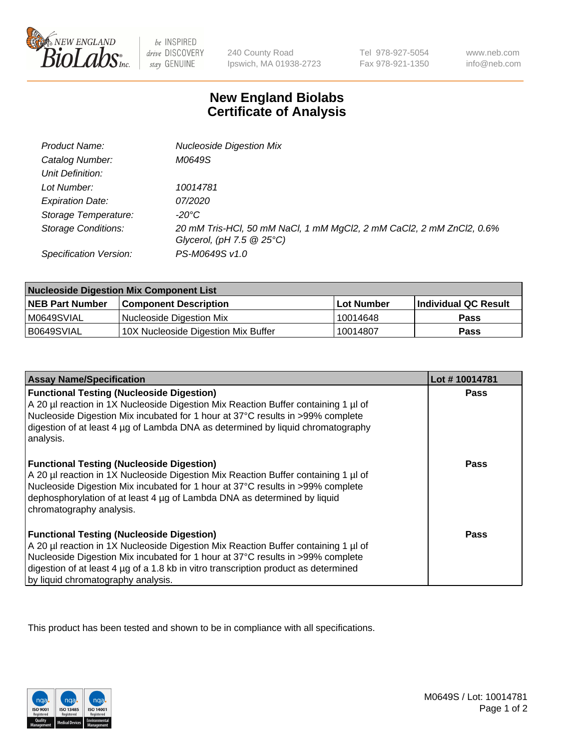# New England Biolabs
## Certificate of Analysis

| | |
|---|---|
| *Product Name:* | *Nucleoside Digestion Mix* |
| *Catalog Number:* | *M0649S* |
| *Unit Definition:* | |
| *Lot Number:* | *10014781* |
| *Expiration Date:* | *07/2020* |
| *Storage Temperature:* | *-20°C* |
| *Storage Conditions:* | *20 mM Tris-HCl, 50 mM NaCl, 1 mM MgCl2, 2 mM CaCl2, 2 mM ZnCl2, 0.6% Glycerol, (pH 7.5 @ 25°C)* |
| *Specification Version:* | *PS-M0649S v1.0* |

| Nucleoside Digestion Mix Component List | | | |
|---|---|---|---|
| **NEB Part Number** | **Component Description** | **Lot Number** | **Individual QC Result** |
| M0649SVIAL | Nucleoside Digestion Mix | 10014648 | **Pass** |
| B0649SVIAL | 10X Nucleoside Digestion Mix Buffer | 10014807 | **Pass** |

| Assay Name/Specification | Lot # 10014781 |
|---|---|
| **Functional Testing (Nucleoside Digestion)** A 20 µl reaction in 1X Nucleoside Digestion Mix Reaction Buffer containing 1 µl of Nucleoside Digestion Mix incubated for 1 hour at 37°C results in >99% complete digestion of at least 4 µg of Lambda DNA as determined by liquid chromatography analysis. | **Pass** |
| **Functional Testing (Nucleoside Digestion)** A 20 µl reaction in 1X Nucleoside Digestion Mix Reaction Buffer containing 1 µl of Nucleoside Digestion Mix incubated for 1 hour at 37°C results in >99% complete dephosphorylation of at least 4 µg of Lambda DNA as determined by liquid chromatography analysis. | **Pass** |
| **Functional Testing (Nucleoside Digestion)** A 20 µl reaction in 1X Nucleoside Digestion Mix Reaction Buffer containing 1 µl of Nucleoside Digestion Mix incubated for 1 hour at 37°C results in >99% complete digestion of at least 4 µg of a 1.8 kb in vitro transcription product as determined by liquid chromatography analysis. | **Pass** |

This product has been tested and shown to be in compliance with all specifications.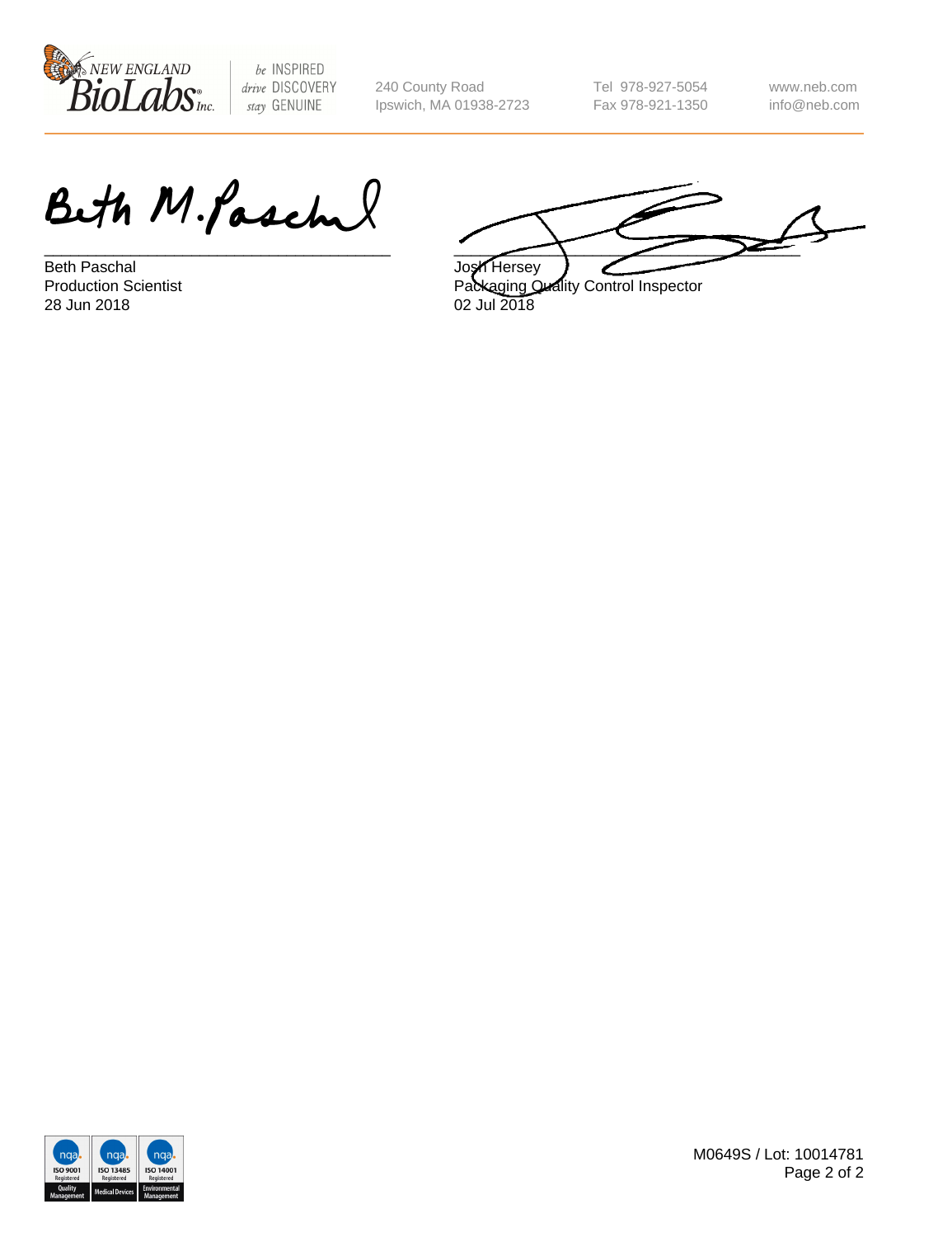Beth Paschal
Production Scientist
28 Jun 2018

Josh Hersey
Packaging Quality Control Inspector
02 Jul 2018

M0649S / Lot: 10014781